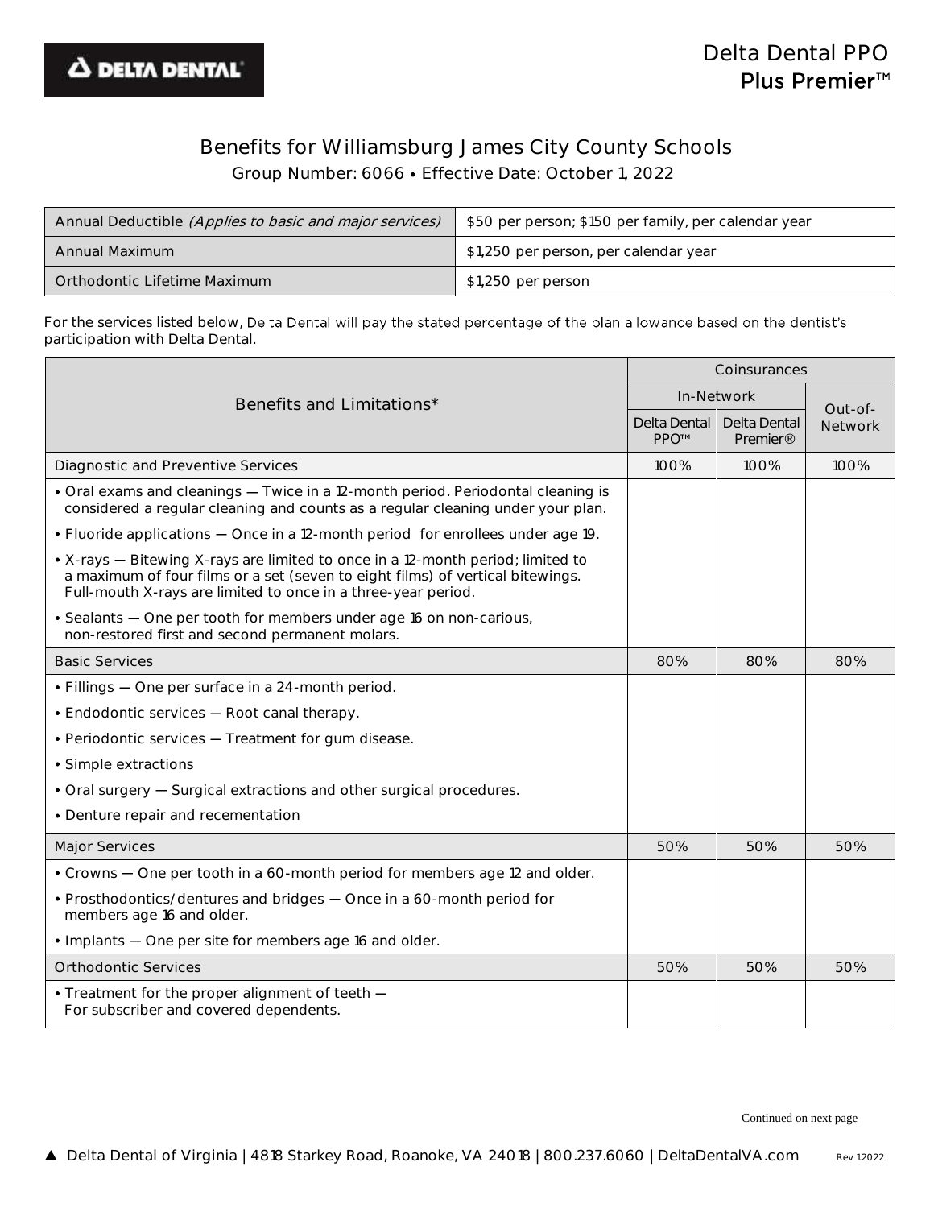DELTA DENTAL

# Delta Dental PPO Plus Premier™

## Benefits for Williamsburg James City County Schools

Group Number: 6066 • Effective Date: October 1, 2022

| | |
|---|---|
| Annual Deductible *(Applies to basic and major services)* | $50 per person; $150 per family, per calendar year |
| Annual Maximum | $1,250 per person, per calendar year |
| Orthodontic Lifetime Maximum | $1,250 per person |

For the services listed below, Delta Dental will pay the stated percentage of the plan allowance based on the dentist's participation with Delta Dental.

| Benefits and Limitations* | Coinsurances | | |
|---|---|---|---|
| | In-Network | | Out-of-Network |
| | Delta Dental PPO™ | Delta Dental Premier® | |
| Diagnostic and Preventive Services | 100% | 100% | 100% |
| • Oral exams and cleanings — Twice in a 12-month period. Periodontal cleaning is considered a regular cleaning and counts as a regular cleaning under your plan. | | | |
| • Fluoride applications — Once in a 12-month period for enrollees under age 19. | | | |
| • X-rays — Bitewing X-rays are limited to once in a 12-month period; limited to a maximum of four films or a set (seven to eight films) of vertical bitewings. Full-mouth X-rays are limited to once in a three-year period. | | | |
| • Sealants — One per tooth for members under age 16 on non-carious, non-restored first and second permanent molars. | | | |
| Basic Services | 80% | 80% | 80% |
| • Fillings — One per surface in a 24-month period. | | | |
| • Endodontic services — Root canal therapy. | | | |
| • Periodontic services — Treatment for gum disease. | | | |
| • Simple extractions | | | |
| • Oral surgery — Surgical extractions and other surgical procedures. | | | |
| • Denture repair and recementation | | | |
| Major Services | 50% | 50% | 50% |
| • Crowns — One per tooth in a 60-month period for members age 12 and older. | | | |
| • Prosthodontics/dentures and bridges — Once in a 60-month period for members age 16 and older. | | | |
| • Implants — One per site for members age 16 and older. | | | |
| Orthodontic Services | 50% | 50% | 50% |
| • Treatment for the proper alignment of teeth — For subscriber and covered dependents. | | | |

Continued on next page

▲ Delta Dental of Virginia | 4818 Starkey Road, Roanoke, VA 24018 | 800.237.6060 | DeltaDentalVA.com

Rev 12022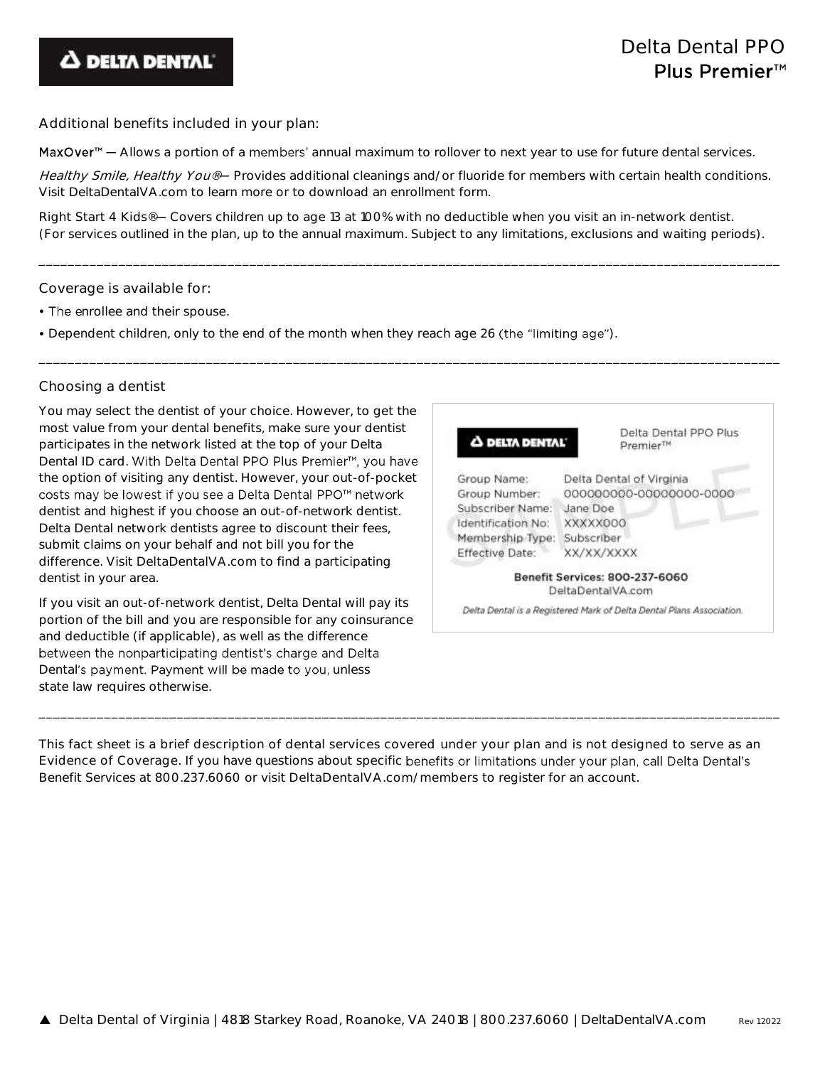## Additional benefits included in your plan:

MaxOver™ — Allows a portion of a members' annual maximum to rollover to next year to use for future dental services.

*Healthy Smile, Healthy You®*— Provides additional cleanings and/or fluoride for members with certain health conditions. Visit DeltaDentalVA.com to learn more or to download an enrollment form.

Right Start 4 Kids®— Covers children up to age 13 at 100% with no deductible when you visit an in-network dentist. (For services outlined in the plan, up to the annual maximum. Subject to any limitations, exclusions and waiting periods).

---

## Coverage is available for:

- The enrollee and their spouse.
- Dependent children, only to the end of the month when they reach age 26 (the "limiting age").

---

## Choosing a dentist

You may select the dentist of your choice. However, to get the most value from your dental benefits, make sure your dentist participates in the network listed at the top of your Delta Dental ID card. With Delta Dental PPO Plus Premier™, you have the option of visiting any dentist. However, your out-of-pocket costs may be lowest if you see a Delta Dental PPO™ network dentist and highest if you choose an out-of-network dentist. Delta Dental network dentists agree to discount their fees, submit claims on your behalf and not bill you for the difference. Visit DeltaDentalVA.com to find a participating dentist in your area.

If you visit an out-of-network dentist, Delta Dental will pay its portion of the bill and you are responsible for any coinsurance and deductible (if applicable), as well as the difference between the nonparticipating dentist's charge and Delta Dental's payment. Payment will be made to you, unless state law requires otherwise.

DELTA DENTAL
Delta Dental PPO Plus Premier™

| | |
|---|---|
| Group Name: | Delta Dental of Virginia |
| Group Number: | 000000000-00000000-0000 |
| Subscriber Name: | Jane Doe |
| Identification No: | XXXXX000 |
| Membership Type: | Subscriber |
| Effective Date: | XX/XX/XXXX |

SAMPLE

**Benefit Services: 800-237-6060**
DeltaDentalVA.com

*Delta Dental is a Registered Mark of Delta Dental Plans Association.*

---

This fact sheet is a brief description of dental services covered under your plan and is not designed to serve as an Evidence of Coverage. If you have questions about specific benefits or limitations under your plan, call Delta Dental's Benefit Services at 800.237.6060 or visit DeltaDentalVA.com/members to register for an account.